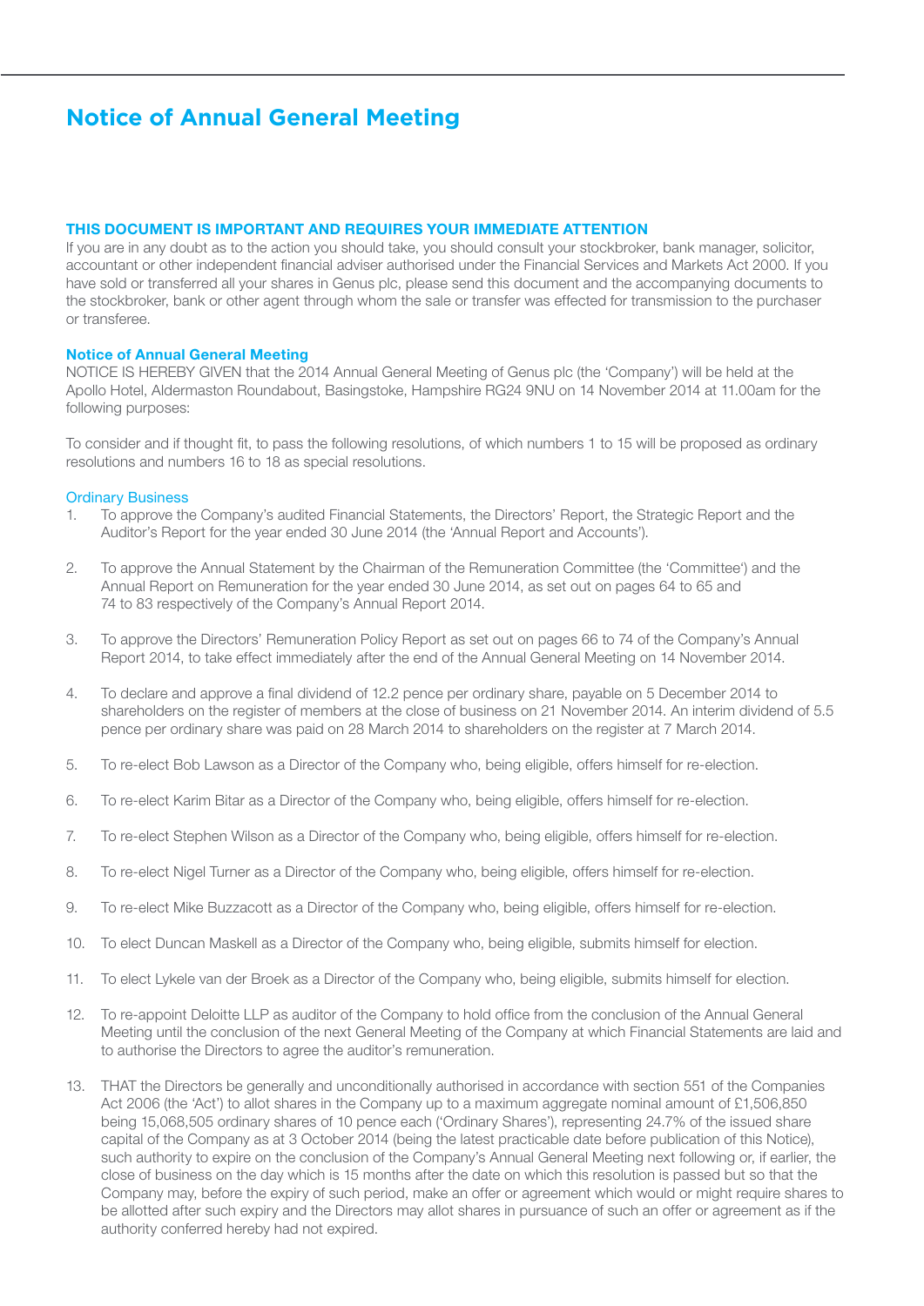# Notice of Annual General Meeting

**THIS DOCUMENT IS IMPORTANT AND REQUIRES YOUR IMMEDIATE ATTENTION**

If you are in any doubt as to the action you should take, you should consult your stockbroker, bank manager, solicitor, accountant or other independent financial adviser authorised under the Financial Services and Markets Act 2000. If you have sold or transferred all your shares in Genus plc, please send this document and the accompanying documents to the stockbroker, bank or other agent through whom the sale or transfer was effected for transmission to the purchaser or transferee.

**Notice of Annual General Meeting**

NOTICE IS HEREBY GIVEN that the 2014 Annual General Meeting of Genus plc (the 'Company') will be held at the Apollo Hotel, Aldermaston Roundabout, Basingstoke, Hampshire RG24 9NU on 14 November 2014 at 11.00am for the following purposes:

To consider and if thought fit, to pass the following resolutions, of which numbers 1 to 15 will be proposed as ordinary resolutions and numbers 16 to 18 as special resolutions.

### Ordinary Business

1. To approve the Company's audited Financial Statements, the Directors' Report, the Strategic Report and the Auditor's Report for the year ended 30 June 2014 (the 'Annual Report and Accounts').

2. To approve the Annual Statement by the Chairman of the Remuneration Committee (the 'Committee') and the Annual Report on Remuneration for the year ended 30 June 2014, as set out on pages 64 to 65 and 74 to 83 respectively of the Company's Annual Report 2014.

3. To approve the Directors' Remuneration Policy Report as set out on pages 66 to 74 of the Company's Annual Report 2014, to take effect immediately after the end of the Annual General Meeting on 14 November 2014.

4. To declare and approve a final dividend of 12.2 pence per ordinary share, payable on 5 December 2014 to shareholders on the register of members at the close of business on 21 November 2014. An interim dividend of 5.5 pence per ordinary share was paid on 28 March 2014 to shareholders on the register at 7 March 2014.

5. To re-elect Bob Lawson as a Director of the Company who, being eligible, offers himself for re-election.

6. To re-elect Karim Bitar as a Director of the Company who, being eligible, offers himself for re-election.

7. To re-elect Stephen Wilson as a Director of the Company who, being eligible, offers himself for re-election.

8. To re-elect Nigel Turner as a Director of the Company who, being eligible, offers himself for re-election.

9. To re-elect Mike Buzzacott as a Director of the Company who, being eligible, offers himself for re-election.

10. To elect Duncan Maskell as a Director of the Company who, being eligible, submits himself for election.

11. To elect Lykele van der Broek as a Director of the Company who, being eligible, submits himself for election.

12. To re-appoint Deloitte LLP as auditor of the Company to hold office from the conclusion of the Annual General Meeting until the conclusion of the next General Meeting of the Company at which Financial Statements are laid and to authorise the Directors to agree the auditor's remuneration.

13. THAT the Directors be generally and unconditionally authorised in accordance with section 551 of the Companies Act 2006 (the 'Act') to allot shares in the Company up to a maximum aggregate nominal amount of £1,506,850 being 15,068,505 ordinary shares of 10 pence each ('Ordinary Shares'), representing 24.7% of the issued share capital of the Company as at 3 October 2014 (being the latest practicable date before publication of this Notice), such authority to expire on the conclusion of the Company's Annual General Meeting next following or, if earlier, the close of business on the day which is 15 months after the date on which this resolution is passed but so that the Company may, before the expiry of such period, make an offer or agreement which would or might require shares to be allotted after such expiry and the Directors may allot shares in pursuance of such an offer or agreement as if the authority conferred hereby had not expired.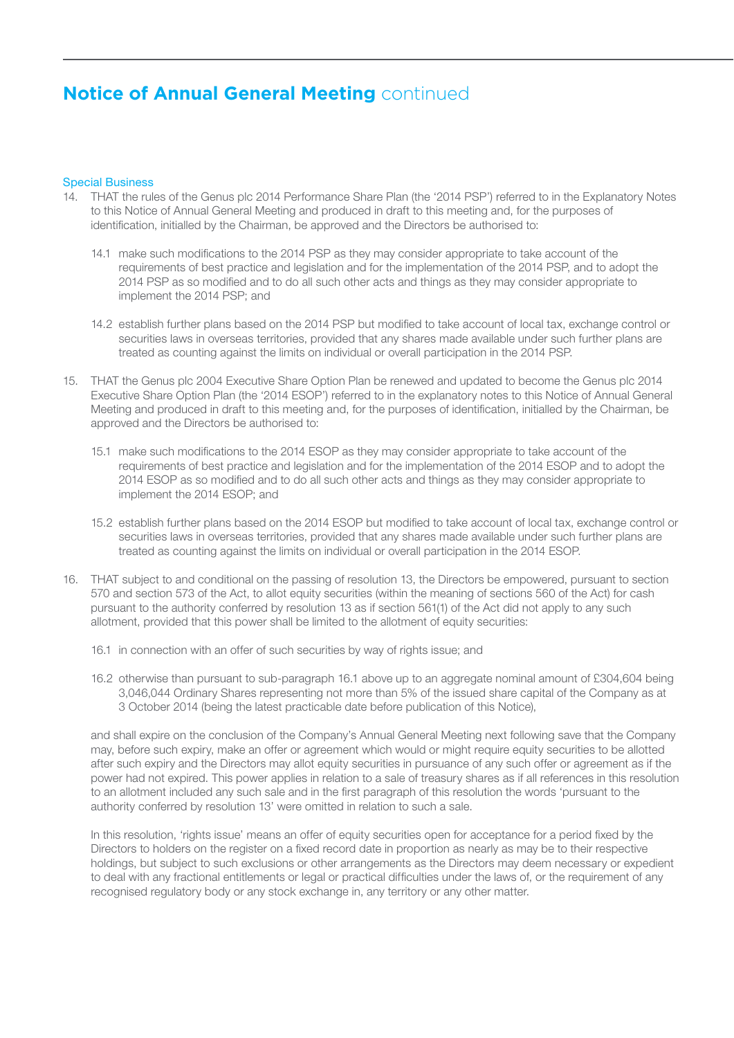# Notice of Annual General Meeting continued

## Special Business

14. THAT the rules of the Genus plc 2014 Performance Share Plan (the '2014 PSP') referred to in the Explanatory Notes to this Notice of Annual General Meeting and produced in draft to this meeting and, for the purposes of identification, initialled by the Chairman, be approved and the Directors be authorised to:

    14.1 make such modifications to the 2014 PSP as they may consider appropriate to take account of the requirements of best practice and legislation and for the implementation of the 2014 PSP, and to adopt the 2014 PSP as so modified and to do all such other acts and things as they may consider appropriate to implement the 2014 PSP; and

    14.2 establish further plans based on the 2014 PSP but modified to take account of local tax, exchange control or securities laws in overseas territories, provided that any shares made available under such further plans are treated as counting against the limits on individual or overall participation in the 2014 PSP.

15. THAT the Genus plc 2004 Executive Share Option Plan be renewed and updated to become the Genus plc 2014 Executive Share Option Plan (the '2014 ESOP') referred to in the explanatory notes to this Notice of Annual General Meeting and produced in draft to this meeting and, for the purposes of identification, initialled by the Chairman, be approved and the Directors be authorised to:

    15.1 make such modifications to the 2014 ESOP as they may consider appropriate to take account of the requirements of best practice and legislation and for the implementation of the 2014 ESOP and to adopt the 2014 ESOP as so modified and to do all such other acts and things as they may consider appropriate to implement the 2014 ESOP; and

    15.2 establish further plans based on the 2014 ESOP but modified to take account of local tax, exchange control or securities laws in overseas territories, provided that any shares made available under such further plans are treated as counting against the limits on individual or overall participation in the 2014 ESOP.

16. THAT subject to and conditional on the passing of resolution 13, the Directors be empowered, pursuant to section 570 and section 573 of the Act, to allot equity securities (within the meaning of sections 560 of the Act) for cash pursuant to the authority conferred by resolution 13 as if section 561(1) of the Act did not apply to any such allotment, provided that this power shall be limited to the allotment of equity securities:

    16.1 in connection with an offer of such securities by way of rights issue; and

    16.2 otherwise than pursuant to sub-paragraph 16.1 above up to an aggregate nominal amount of £304,604 being 3,046,044 Ordinary Shares representing not more than 5% of the issued share capital of the Company as at 3 October 2014 (being the latest practicable date before publication of this Notice),

    and shall expire on the conclusion of the Company's Annual General Meeting next following save that the Company may, before such expiry, make an offer or agreement which would or might require equity securities to be allotted after such expiry and the Directors may allot equity securities in pursuance of any such offer or agreement as if the power had not expired. This power applies in relation to a sale of treasury shares as if all references in this resolution to an allotment included any such sale and in the first paragraph of this resolution the words 'pursuant to the authority conferred by resolution 13' were omitted in relation to such a sale.

    In this resolution, 'rights issue' means an offer of equity securities open for acceptance for a period fixed by the Directors to holders on the register on a fixed record date in proportion as nearly as may be to their respective holdings, but subject to such exclusions or other arrangements as the Directors may deem necessary or expedient to deal with any fractional entitlements or legal or practical difficulties under the laws of, or the requirement of any recognised regulatory body or any stock exchange in, any territory or any other matter.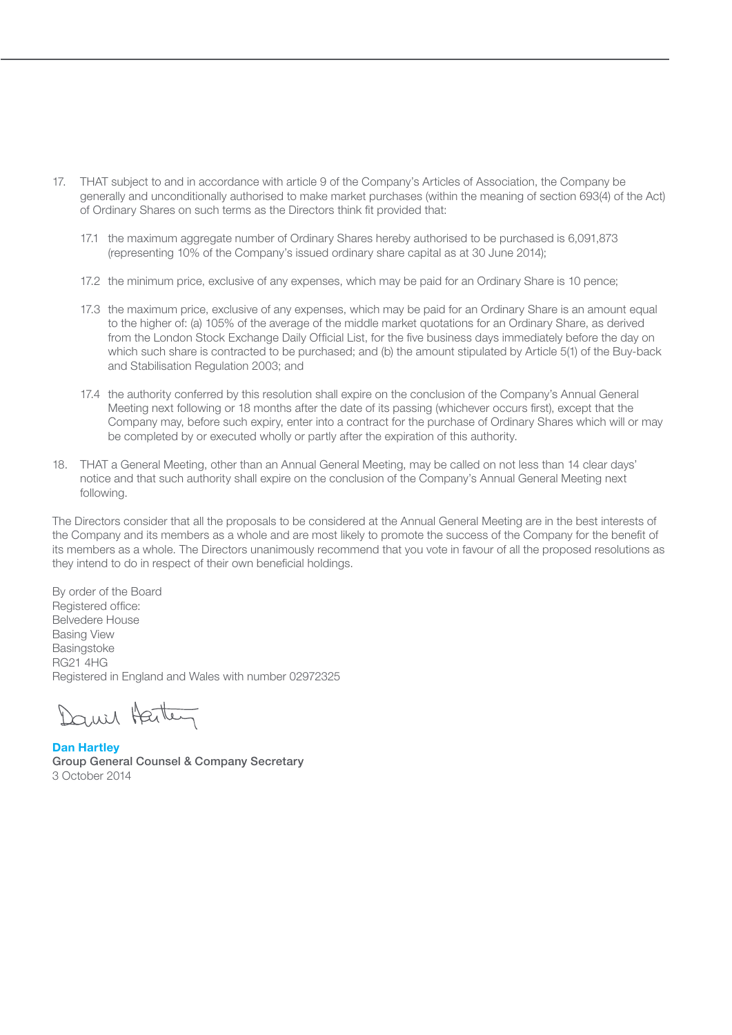17. THAT subject to and in accordance with article 9 of the Company's Articles of Association, the Company be generally and unconditionally authorised to make market purchases (within the meaning of section 693(4) of the Act) of Ordinary Shares on such terms as the Directors think fit provided that:

    17.1 the maximum aggregate number of Ordinary Shares hereby authorised to be purchased is 6,091,873 (representing 10% of the Company's issued ordinary share capital as at 30 June 2014);

    17.2 the minimum price, exclusive of any expenses, which may be paid for an Ordinary Share is 10 pence;

    17.3 the maximum price, exclusive of any expenses, which may be paid for an Ordinary Share is an amount equal to the higher of: (a) 105% of the average of the middle market quotations for an Ordinary Share, as derived from the London Stock Exchange Daily Official List, for the five business days immediately before the day on which such share is contracted to be purchased; and (b) the amount stipulated by Article 5(1) of the Buy-back and Stabilisation Regulation 2003; and

    17.4 the authority conferred by this resolution shall expire on the conclusion of the Company's Annual General Meeting next following or 18 months after the date of its passing (whichever occurs first), except that the Company may, before such expiry, enter into a contract for the purchase of Ordinary Shares which will or may be completed by or executed wholly or partly after the expiration of this authority.

18. THAT a General Meeting, other than an Annual General Meeting, may be called on not less than 14 clear days' notice and that such authority shall expire on the conclusion of the Company's Annual General Meeting next following.

The Directors consider that all the proposals to be considered at the Annual General Meeting are in the best interests of the Company and its members as a whole and are most likely to promote the success of the Company for the benefit of its members as a whole. The Directors unanimously recommend that you vote in favour of all the proposed resolutions as they intend to do in respect of their own beneficial holdings.

By order of the Board
Registered office:
Belvedere House
Basing View
Basingstoke
RG21 4HG
Registered in England and Wales with number 02972325

**Dan Hartley**
**Group General Counsel & Company Secretary**
3 October 2014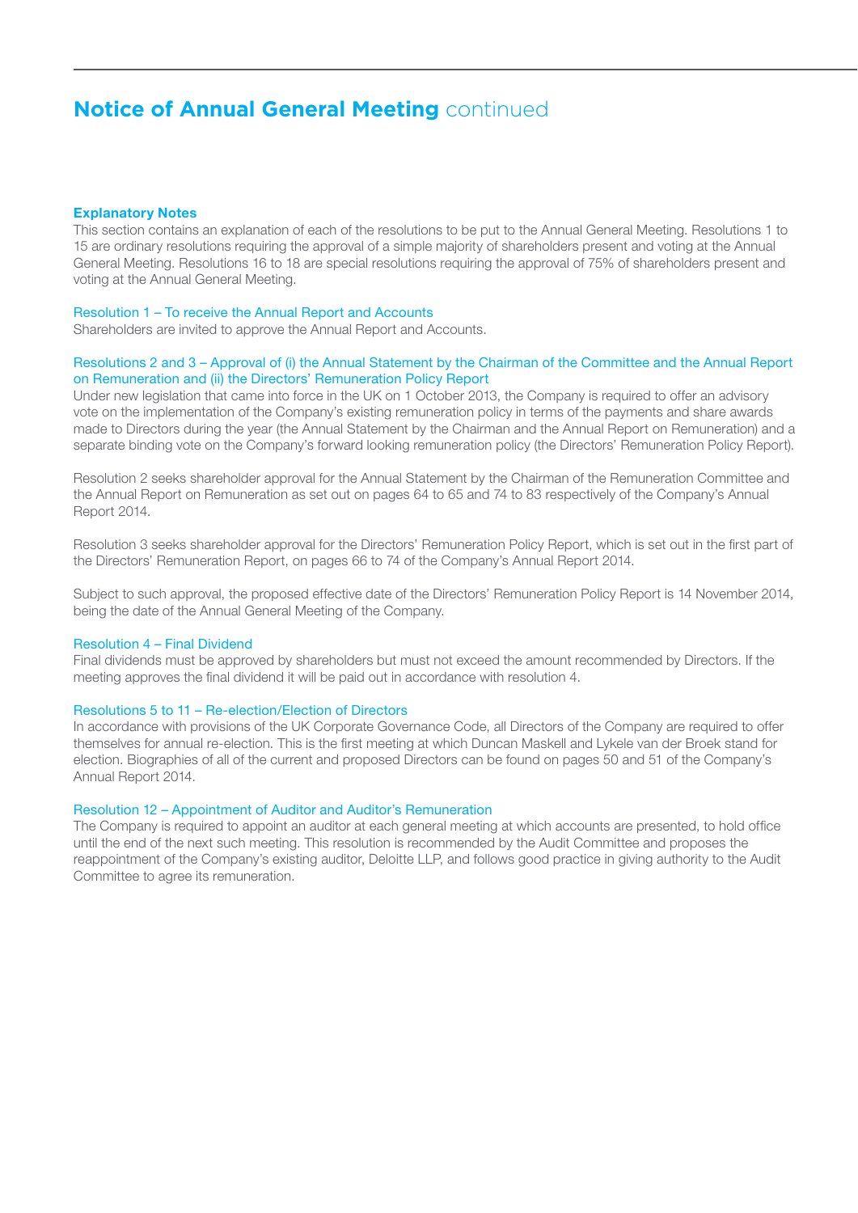# **Notice of Annual General Meeting** continued

### Explanatory Notes

This section contains an explanation of each of the resolutions to be put to the Annual General Meeting. Resolutions 1 to 15 are ordinary resolutions requiring the approval of a simple majority of shareholders present and voting at the Annual General Meeting. Resolutions 16 to 18 are special resolutions requiring the approval of 75% of shareholders present and voting at the Annual General Meeting.

#### Resolution 1 – To receive the Annual Report and Accounts

Shareholders are invited to approve the Annual Report and Accounts.

#### Resolutions 2 and 3 – Approval of (i) the Annual Statement by the Chairman of the Committee and the Annual Report on Remuneration and (ii) the Directors' Remuneration Policy Report

Under new legislation that came into force in the UK on 1 October 2013, the Company is required to offer an advisory vote on the implementation of the Company's existing remuneration policy in terms of the payments and share awards made to Directors during the year (the Annual Statement by the Chairman and the Annual Report on Remuneration) and a separate binding vote on the Company's forward looking remuneration policy (the Directors' Remuneration Policy Report).

Resolution 2 seeks shareholder approval for the Annual Statement by the Chairman of the Remuneration Committee and the Annual Report on Remuneration as set out on pages 64 to 65 and 74 to 83 respectively of the Company's Annual Report 2014.

Resolution 3 seeks shareholder approval for the Directors' Remuneration Policy Report, which is set out in the first part of the Directors' Remuneration Report, on pages 66 to 74 of the Company's Annual Report 2014.

Subject to such approval, the proposed effective date of the Directors' Remuneration Policy Report is 14 November 2014, being the date of the Annual General Meeting of the Company.

#### Resolution 4 – Final Dividend

Final dividends must be approved by shareholders but must not exceed the amount recommended by Directors. If the meeting approves the final dividend it will be paid out in accordance with resolution 4.

#### Resolutions 5 to 11 – Re-election/Election of Directors

In accordance with provisions of the UK Corporate Governance Code, all Directors of the Company are required to offer themselves for annual re-election. This is the first meeting at which Duncan Maskell and Lykele van der Broek stand for election. Biographies of all of the current and proposed Directors can be found on pages 50 and 51 of the Company's Annual Report 2014.

#### Resolution 12 – Appointment of Auditor and Auditor's Remuneration

The Company is required to appoint an auditor at each general meeting at which accounts are presented, to hold office until the end of the next such meeting. This resolution is recommended by the Audit Committee and proposes the reappointment of the Company's existing auditor, Deloitte LLP, and follows good practice in giving authority to the Audit Committee to agree its remuneration.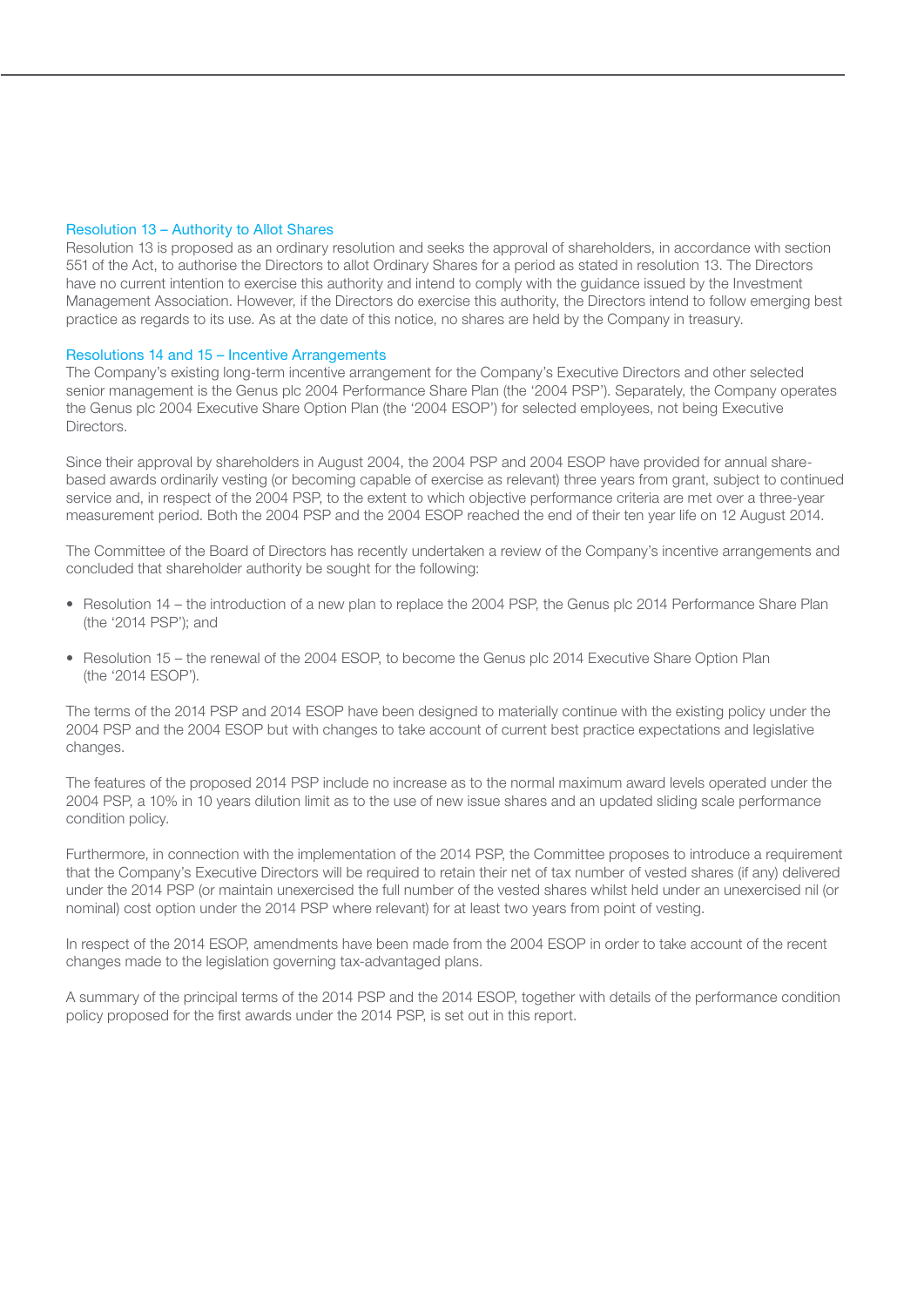### Resolution 13 – Authority to Allot Shares

Resolution 13 is proposed as an ordinary resolution and seeks the approval of shareholders, in accordance with section 551 of the Act, to authorise the Directors to allot Ordinary Shares for a period as stated in resolution 13. The Directors have no current intention to exercise this authority and intend to comply with the guidance issued by the Investment Management Association. However, if the Directors do exercise this authority, the Directors intend to follow emerging best practice as regards to its use. As at the date of this notice, no shares are held by the Company in treasury.

### Resolutions 14 and 15 – Incentive Arrangements

The Company's existing long-term incentive arrangement for the Company's Executive Directors and other selected senior management is the Genus plc 2004 Performance Share Plan (the '2004 PSP'). Separately, the Company operates the Genus plc 2004 Executive Share Option Plan (the '2004 ESOP') for selected employees, not being Executive Directors.

Since their approval by shareholders in August 2004, the 2004 PSP and 2004 ESOP have provided for annual share-based awards ordinarily vesting (or becoming capable of exercise as relevant) three years from grant, subject to continued service and, in respect of the 2004 PSP, to the extent to which objective performance criteria are met over a three-year measurement period. Both the 2004 PSP and the 2004 ESOP reached the end of their ten year life on 12 August 2014.

The Committee of the Board of Directors has recently undertaken a review of the Company's incentive arrangements and concluded that shareholder authority be sought for the following:

- Resolution 14 – the introduction of a new plan to replace the 2004 PSP, the Genus plc 2014 Performance Share Plan (the '2014 PSP'); and

- Resolution 15 – the renewal of the 2004 ESOP, to become the Genus plc 2014 Executive Share Option Plan (the '2014 ESOP').

The terms of the 2014 PSP and 2014 ESOP have been designed to materially continue with the existing policy under the 2004 PSP and the 2004 ESOP but with changes to take account of current best practice expectations and legislative changes.

The features of the proposed 2014 PSP include no increase as to the normal maximum award levels operated under the 2004 PSP, a 10% in 10 years dilution limit as to the use of new issue shares and an updated sliding scale performance condition policy.

Furthermore, in connection with the implementation of the 2014 PSP, the Committee proposes to introduce a requirement that the Company's Executive Directors will be required to retain their net of tax number of vested shares (if any) delivered under the 2014 PSP (or maintain unexercised the full number of the vested shares whilst held under an unexercised nil (or nominal) cost option under the 2014 PSP where relevant) for at least two years from point of vesting.

In respect of the 2014 ESOP, amendments have been made from the 2004 ESOP in order to take account of the recent changes made to the legislation governing tax-advantaged plans.

A summary of the principal terms of the 2014 PSP and the 2014 ESOP, together with details of the performance condition policy proposed for the first awards under the 2014 PSP, is set out in this report.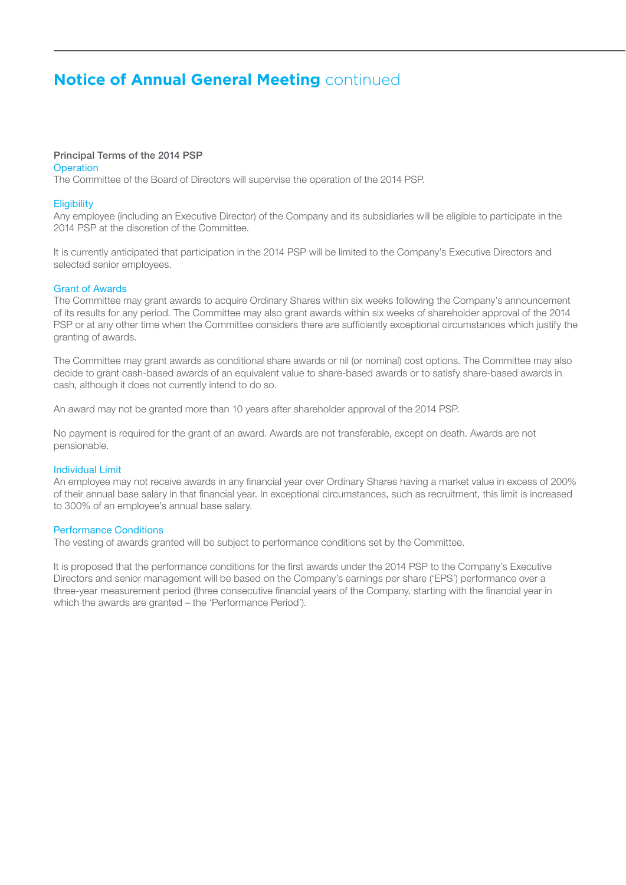# Notice of Annual General Meeting continued

## Principal Terms of the 2014 PSP

### Operation

The Committee of the Board of Directors will supervise the operation of the 2014 PSP.

### Eligibility

Any employee (including an Executive Director) of the Company and its subsidiaries will be eligible to participate in the 2014 PSP at the discretion of the Committee.

It is currently anticipated that participation in the 2014 PSP will be limited to the Company's Executive Directors and selected senior employees.

### Grant of Awards

The Committee may grant awards to acquire Ordinary Shares within six weeks following the Company's announcement of its results for any period. The Committee may also grant awards within six weeks of shareholder approval of the 2014 PSP or at any other time when the Committee considers there are sufficiently exceptional circumstances which justify the granting of awards.

The Committee may grant awards as conditional share awards or nil (or nominal) cost options. The Committee may also decide to grant cash-based awards of an equivalent value to share-based awards or to satisfy share-based awards in cash, although it does not currently intend to do so.

An award may not be granted more than 10 years after shareholder approval of the 2014 PSP.

No payment is required for the grant of an award. Awards are not transferable, except on death. Awards are not pensionable.

### Individual Limit

An employee may not receive awards in any financial year over Ordinary Shares having a market value in excess of 200% of their annual base salary in that financial year. In exceptional circumstances, such as recruitment, this limit is increased to 300% of an employee's annual base salary.

### Performance Conditions

The vesting of awards granted will be subject to performance conditions set by the Committee.

It is proposed that the performance conditions for the first awards under the 2014 PSP to the Company's Executive Directors and senior management will be based on the Company's earnings per share ('EPS') performance over a three-year measurement period (three consecutive financial years of the Company, starting with the financial year in which the awards are granted – the 'Performance Period').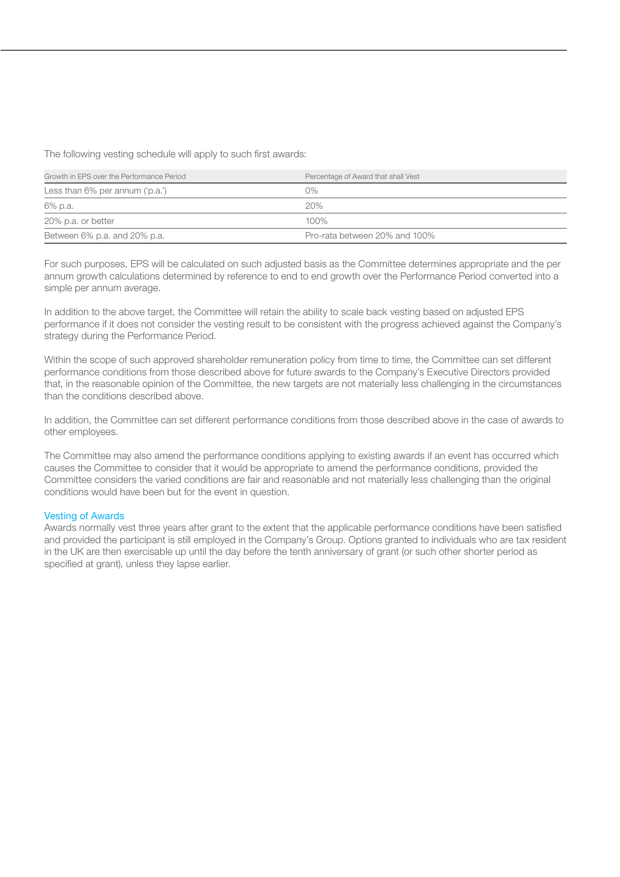The following vesting schedule will apply to such first awards:

| Growth in EPS over the Performance Period | Percentage of Award that shall Vest |
|---|---|
| Less than 6% per annum ('p.a.') | 0% |
| 6% p.a. | 20% |
| 20% p.a. or better | 100% |
| Between 6% p.a. and 20% p.a. | Pro-rata between 20% and 100% |

For such purposes, EPS will be calculated on such adjusted basis as the Committee determines appropriate and the per annum growth calculations determined by reference to end to end growth over the Performance Period converted into a simple per annum average.

In addition to the above target, the Committee will retain the ability to scale back vesting based on adjusted EPS performance if it does not consider the vesting result to be consistent with the progress achieved against the Company's strategy during the Performance Period.

Within the scope of such approved shareholder remuneration policy from time to time, the Committee can set different performance conditions from those described above for future awards to the Company's Executive Directors provided that, in the reasonable opinion of the Committee, the new targets are not materially less challenging in the circumstances than the conditions described above.

In addition, the Committee can set different performance conditions from those described above in the case of awards to other employees.

The Committee may also amend the performance conditions applying to existing awards if an event has occurred which causes the Committee to consider that it would be appropriate to amend the performance conditions, provided the Committee considers the varied conditions are fair and reasonable and not materially less challenging than the original conditions would have been but for the event in question.

### Vesting of Awards

Awards normally vest three years after grant to the extent that the applicable performance conditions have been satisfied and provided the participant is still employed in the Company's Group. Options granted to individuals who are tax resident in the UK are then exercisable up until the day before the tenth anniversary of grant (or such other shorter period as specified at grant), unless they lapse earlier.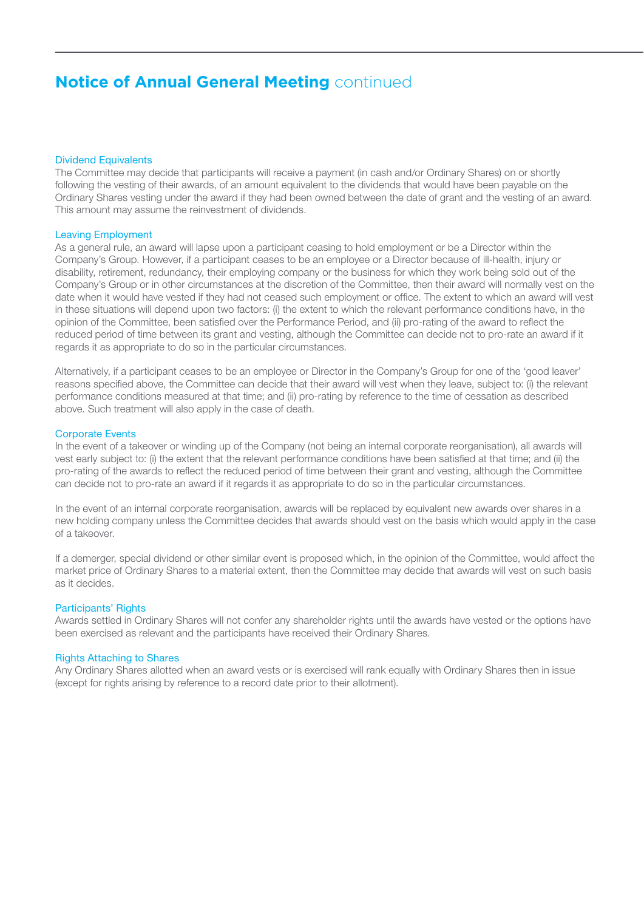## Notice of Annual General Meeting continued

### Dividend Equivalents

The Committee may decide that participants will receive a payment (in cash and/or Ordinary Shares) on or shortly following the vesting of their awards, of an amount equivalent to the dividends that would have been payable on the Ordinary Shares vesting under the award if they had been owned between the date of grant and the vesting of an award. This amount may assume the reinvestment of dividends.

### Leaving Employment

As a general rule, an award will lapse upon a participant ceasing to hold employment or be a Director within the Company's Group. However, if a participant ceases to be an employee or a Director because of ill-health, injury or disability, retirement, redundancy, their employing company or the business for which they work being sold out of the Company's Group or in other circumstances at the discretion of the Committee, then their award will normally vest on the date when it would have vested if they had not ceased such employment or office. The extent to which an award will vest in these situations will depend upon two factors: (i) the extent to which the relevant performance conditions have, in the opinion of the Committee, been satisfied over the Performance Period, and (ii) pro-rating of the award to reflect the reduced period of time between its grant and vesting, although the Committee can decide not to pro-rate an award if it regards it as appropriate to do so in the particular circumstances.

Alternatively, if a participant ceases to be an employee or Director in the Company's Group for one of the 'good leaver' reasons specified above, the Committee can decide that their award will vest when they leave, subject to: (i) the relevant performance conditions measured at that time; and (ii) pro-rating by reference to the time of cessation as described above. Such treatment will also apply in the case of death.

### Corporate Events

In the event of a takeover or winding up of the Company (not being an internal corporate reorganisation), all awards will vest early subject to: (i) the extent that the relevant performance conditions have been satisfied at that time; and (ii) the pro-rating of the awards to reflect the reduced period of time between their grant and vesting, although the Committee can decide not to pro-rate an award if it regards it as appropriate to do so in the particular circumstances.

In the event of an internal corporate reorganisation, awards will be replaced by equivalent new awards over shares in a new holding company unless the Committee decides that awards should vest on the basis which would apply in the case of a takeover.

If a demerger, special dividend or other similar event is proposed which, in the opinion of the Committee, would affect the market price of Ordinary Shares to a material extent, then the Committee may decide that awards will vest on such basis as it decides.

### Participants' Rights

Awards settled in Ordinary Shares will not confer any shareholder rights until the awards have vested or the options have been exercised as relevant and the participants have received their Ordinary Shares.

### Rights Attaching to Shares

Any Ordinary Shares allotted when an award vests or is exercised will rank equally with Ordinary Shares then in issue (except for rights arising by reference to a record date prior to their allotment).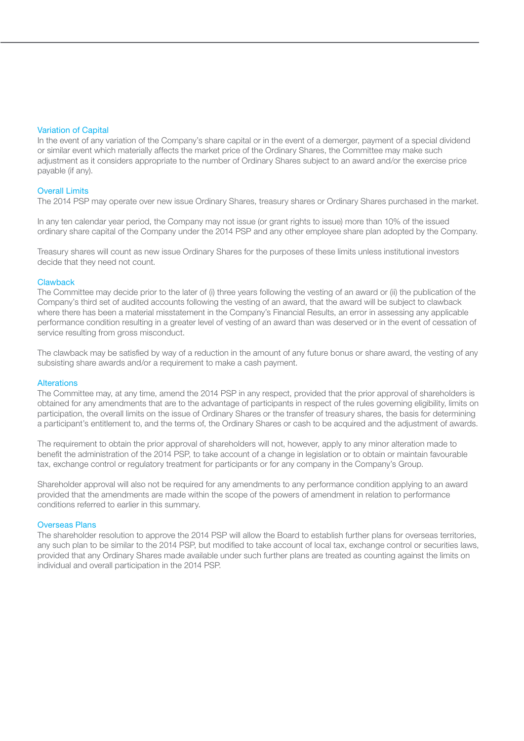### Variation of Capital

In the event of any variation of the Company's share capital or in the event of a demerger, payment of a special dividend or similar event which materially affects the market price of the Ordinary Shares, the Committee may make such adjustment as it considers appropriate to the number of Ordinary Shares subject to an award and/or the exercise price payable (if any).

### Overall Limits

The 2014 PSP may operate over new issue Ordinary Shares, treasury shares or Ordinary Shares purchased in the market.

In any ten calendar year period, the Company may not issue (or grant rights to issue) more than 10% of the issued ordinary share capital of the Company under the 2014 PSP and any other employee share plan adopted by the Company.

Treasury shares will count as new issue Ordinary Shares for the purposes of these limits unless institutional investors decide that they need not count.

### Clawback

The Committee may decide prior to the later of (i) three years following the vesting of an award or (ii) the publication of the Company's third set of audited accounts following the vesting of an award, that the award will be subject to clawback where there has been a material misstatement in the Company's Financial Results, an error in assessing any applicable performance condition resulting in a greater level of vesting of an award than was deserved or in the event of cessation of service resulting from gross misconduct.

The clawback may be satisfied by way of a reduction in the amount of any future bonus or share award, the vesting of any subsisting share awards and/or a requirement to make a cash payment.

### Alterations

The Committee may, at any time, amend the 2014 PSP in any respect, provided that the prior approval of shareholders is obtained for any amendments that are to the advantage of participants in respect of the rules governing eligibility, limits on participation, the overall limits on the issue of Ordinary Shares or the transfer of treasury shares, the basis for determining a participant's entitlement to, and the terms of, the Ordinary Shares or cash to be acquired and the adjustment of awards.

The requirement to obtain the prior approval of shareholders will not, however, apply to any minor alteration made to benefit the administration of the 2014 PSP, to take account of a change in legislation or to obtain or maintain favourable tax, exchange control or regulatory treatment for participants or for any company in the Company's Group.

Shareholder approval will also not be required for any amendments to any performance condition applying to an award provided that the amendments are made within the scope of the powers of amendment in relation to performance conditions referred to earlier in this summary.

### Overseas Plans

The shareholder resolution to approve the 2014 PSP will allow the Board to establish further plans for overseas territories, any such plan to be similar to the 2014 PSP, but modified to take account of local tax, exchange control or securities laws, provided that any Ordinary Shares made available under such further plans are treated as counting against the limits on individual and overall participation in the 2014 PSP.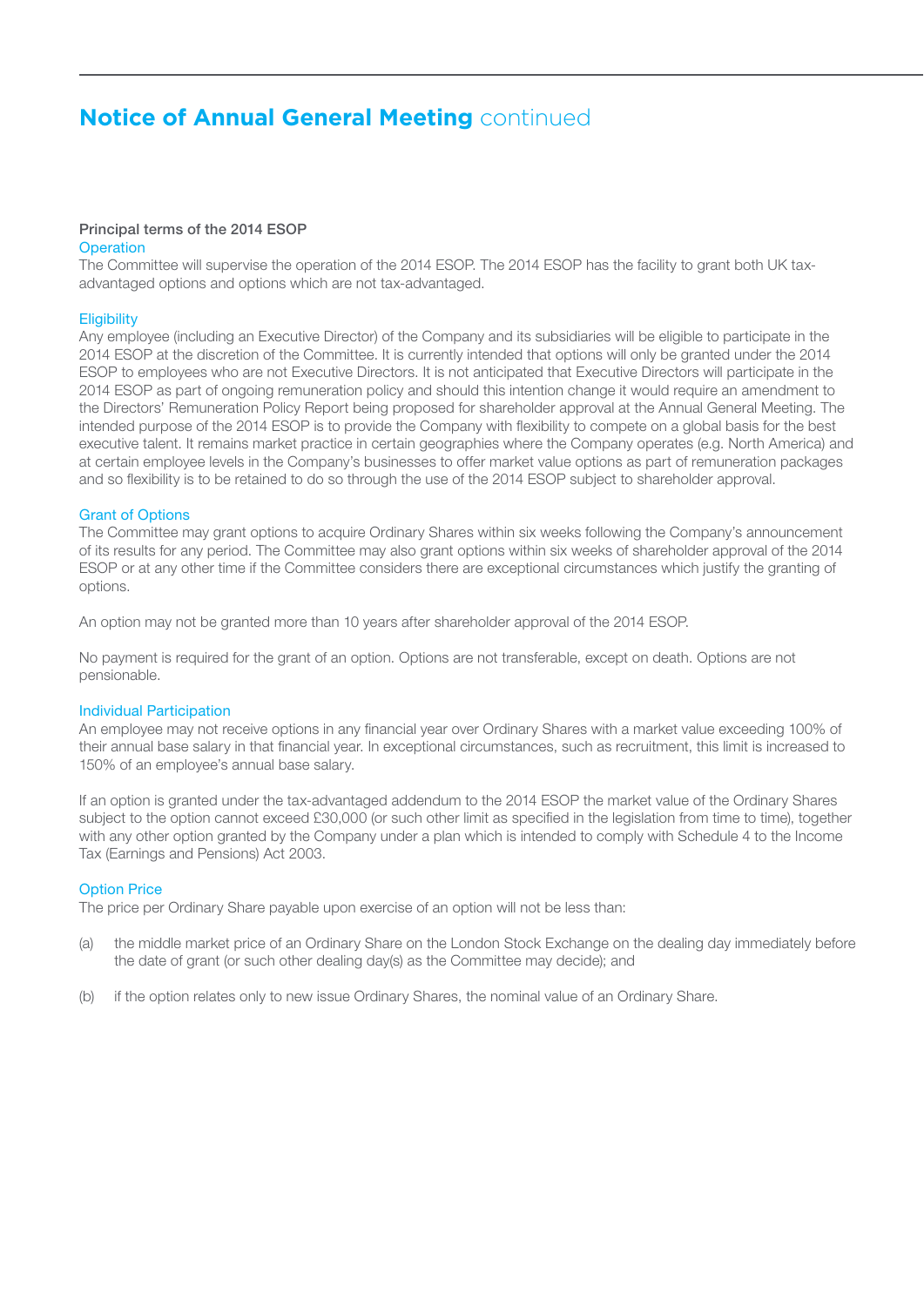# Notice of Annual General Meeting continued

### Principal terms of the 2014 ESOP

#### Operation

The Committee will supervise the operation of the 2014 ESOP. The 2014 ESOP has the facility to grant both UK tax-advantaged options and options which are not tax-advantaged.

#### Eligibility

Any employee (including an Executive Director) of the Company and its subsidiaries will be eligible to participate in the 2014 ESOP at the discretion of the Committee. It is currently intended that options will only be granted under the 2014 ESOP to employees who are not Executive Directors. It is not anticipated that Executive Directors will participate in the 2014 ESOP as part of ongoing remuneration policy and should this intention change it would require an amendment to the Directors' Remuneration Policy Report being proposed for shareholder approval at the Annual General Meeting. The intended purpose of the 2014 ESOP is to provide the Company with flexibility to compete on a global basis for the best executive talent. It remains market practice in certain geographies where the Company operates (e.g. North America) and at certain employee levels in the Company's businesses to offer market value options as part of remuneration packages and so flexibility is to be retained to do so through the use of the 2014 ESOP subject to shareholder approval.

#### Grant of Options

The Committee may grant options to acquire Ordinary Shares within six weeks following the Company's announcement of its results for any period. The Committee may also grant options within six weeks of shareholder approval of the 2014 ESOP or at any other time if the Committee considers there are exceptional circumstances which justify the granting of options.

An option may not be granted more than 10 years after shareholder approval of the 2014 ESOP.

No payment is required for the grant of an option. Options are not transferable, except on death. Options are not pensionable.

#### Individual Participation

An employee may not receive options in any financial year over Ordinary Shares with a market value exceeding 100% of their annual base salary in that financial year. In exceptional circumstances, such as recruitment, this limit is increased to 150% of an employee's annual base salary.

If an option is granted under the tax-advantaged addendum to the 2014 ESOP the market value of the Ordinary Shares subject to the option cannot exceed £30,000 (or such other limit as specified in the legislation from time to time), together with any other option granted by the Company under a plan which is intended to comply with Schedule 4 to the Income Tax (Earnings and Pensions) Act 2003.

#### Option Price

The price per Ordinary Share payable upon exercise of an option will not be less than:

(a) the middle market price of an Ordinary Share on the London Stock Exchange on the dealing day immediately before the date of grant (or such other dealing day(s) as the Committee may decide); and

(b) if the option relates only to new issue Ordinary Shares, the nominal value of an Ordinary Share.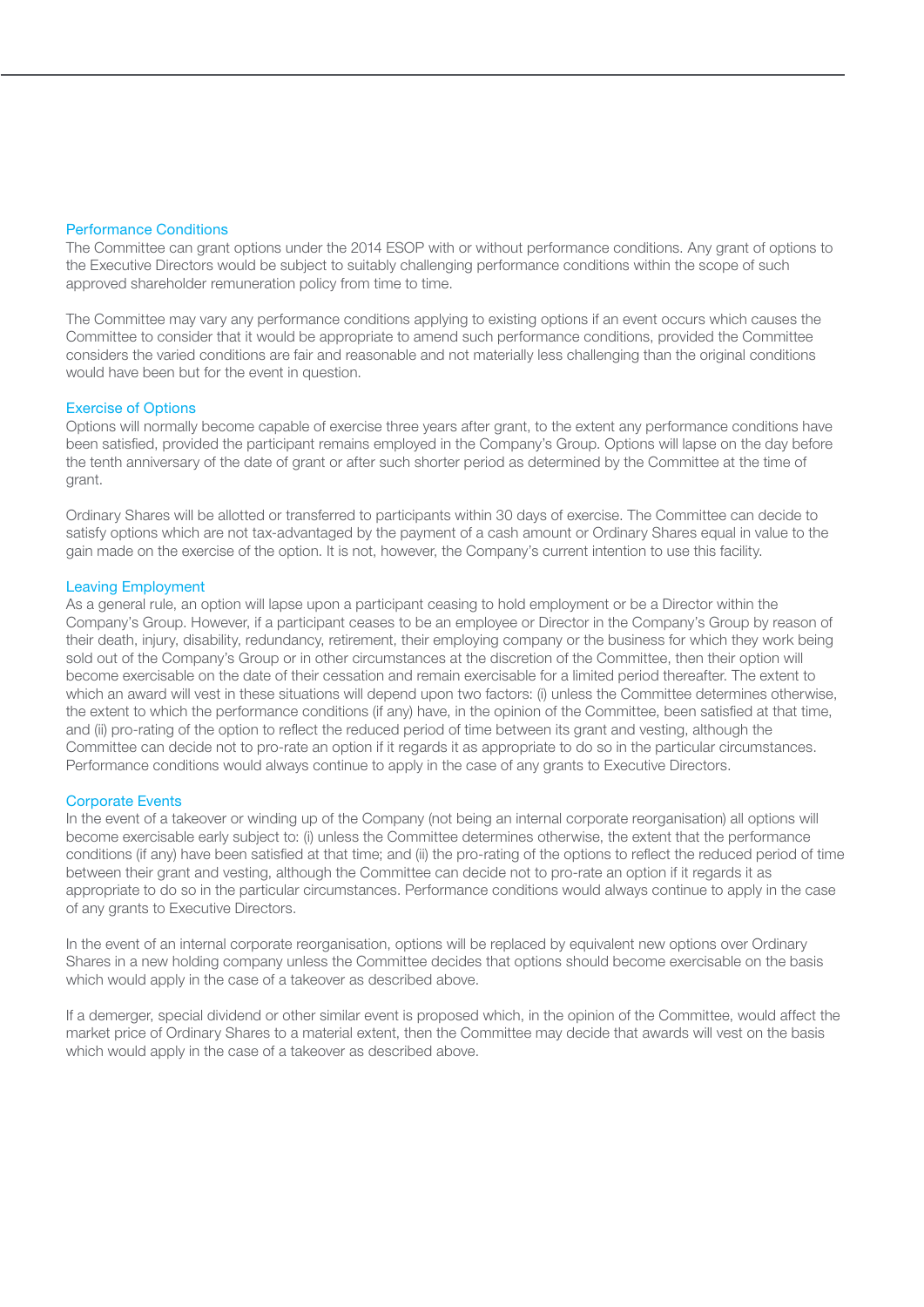### Performance Conditions

The Committee can grant options under the 2014 ESOP with or without performance conditions. Any grant of options to the Executive Directors would be subject to suitably challenging performance conditions within the scope of such approved shareholder remuneration policy from time to time.

The Committee may vary any performance conditions applying to existing options if an event occurs which causes the Committee to consider that it would be appropriate to amend such performance conditions, provided the Committee considers the varied conditions are fair and reasonable and not materially less challenging than the original conditions would have been but for the event in question.

### Exercise of Options

Options will normally become capable of exercise three years after grant, to the extent any performance conditions have been satisfied, provided the participant remains employed in the Company's Group. Options will lapse on the day before the tenth anniversary of the date of grant or after such shorter period as determined by the Committee at the time of grant.

Ordinary Shares will be allotted or transferred to participants within 30 days of exercise. The Committee can decide to satisfy options which are not tax-advantaged by the payment of a cash amount or Ordinary Shares equal in value to the gain made on the exercise of the option. It is not, however, the Company's current intention to use this facility.

### Leaving Employment

As a general rule, an option will lapse upon a participant ceasing to hold employment or be a Director within the Company's Group. However, if a participant ceases to be an employee or Director in the Company's Group by reason of their death, injury, disability, redundancy, retirement, their employing company or the business for which they work being sold out of the Company's Group or in other circumstances at the discretion of the Committee, then their option will become exercisable on the date of their cessation and remain exercisable for a limited period thereafter. The extent to which an award will vest in these situations will depend upon two factors: (i) unless the Committee determines otherwise, the extent to which the performance conditions (if any) have, in the opinion of the Committee, been satisfied at that time, and (ii) pro-rating of the option to reflect the reduced period of time between its grant and vesting, although the Committee can decide not to pro-rate an option if it regards it as appropriate to do so in the particular circumstances. Performance conditions would always continue to apply in the case of any grants to Executive Directors.

### Corporate Events

In the event of a takeover or winding up of the Company (not being an internal corporate reorganisation) all options will become exercisable early subject to: (i) unless the Committee determines otherwise, the extent that the performance conditions (if any) have been satisfied at that time; and (ii) the pro-rating of the options to reflect the reduced period of time between their grant and vesting, although the Committee can decide not to pro-rate an option if it regards it as appropriate to do so in the particular circumstances. Performance conditions would always continue to apply in the case of any grants to Executive Directors.

In the event of an internal corporate reorganisation, options will be replaced by equivalent new options over Ordinary Shares in a new holding company unless the Committee decides that options should become exercisable on the basis which would apply in the case of a takeover as described above.

If a demerger, special dividend or other similar event is proposed which, in the opinion of the Committee, would affect the market price of Ordinary Shares to a material extent, then the Committee may decide that awards will vest on the basis which would apply in the case of a takeover as described above.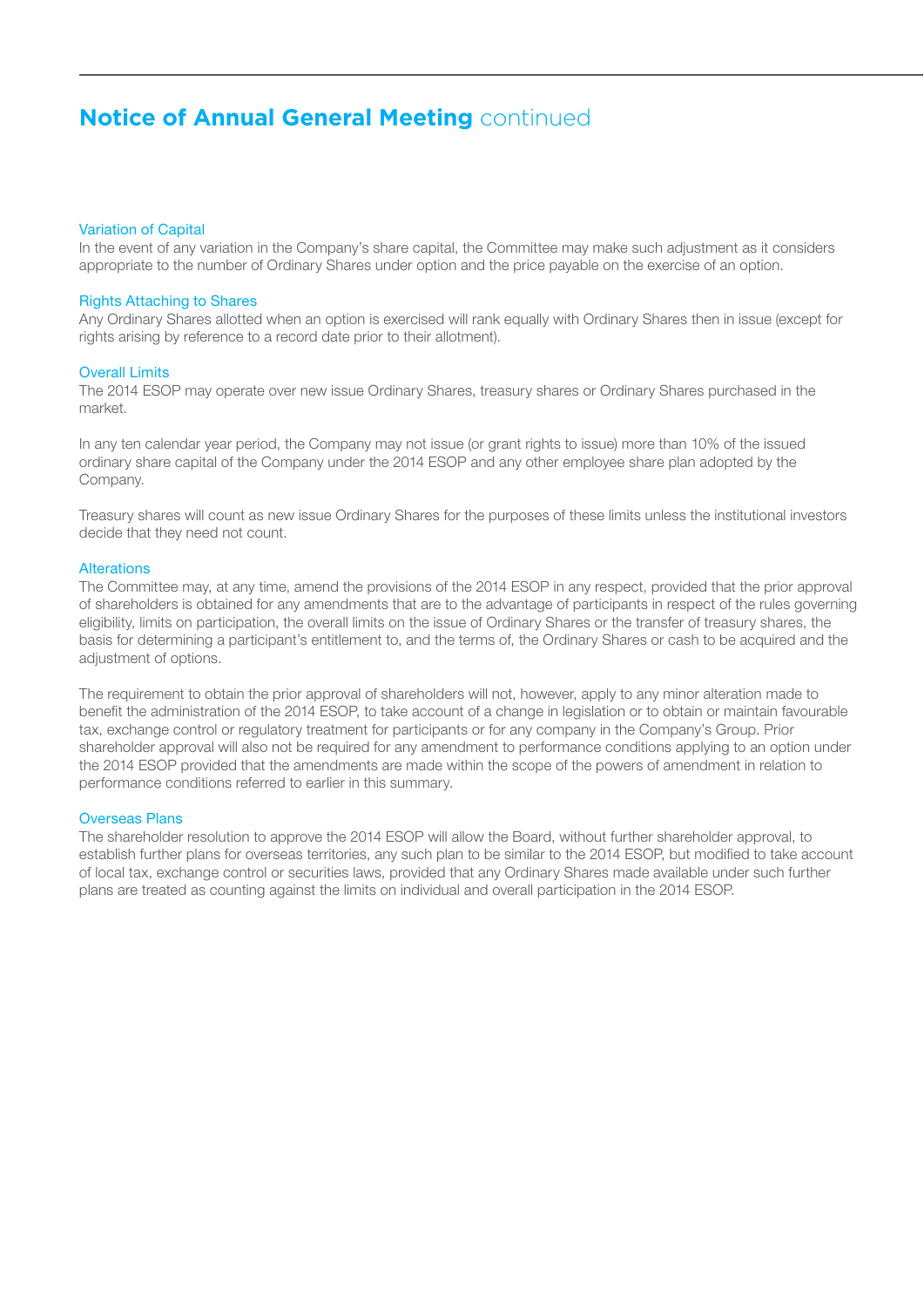# Notice of Annual General Meeting continued

### Variation of Capital

In the event of any variation in the Company's share capital, the Committee may make such adjustment as it considers appropriate to the number of Ordinary Shares under option and the price payable on the exercise of an option.

### Rights Attaching to Shares

Any Ordinary Shares allotted when an option is exercised will rank equally with Ordinary Shares then in issue (except for rights arising by reference to a record date prior to their allotment).

### Overall Limits

The 2014 ESOP may operate over new issue Ordinary Shares, treasury shares or Ordinary Shares purchased in the market.

In any ten calendar year period, the Company may not issue (or grant rights to issue) more than 10% of the issued ordinary share capital of the Company under the 2014 ESOP and any other employee share plan adopted by the Company.

Treasury shares will count as new issue Ordinary Shares for the purposes of these limits unless the institutional investors decide that they need not count.

### Alterations

The Committee may, at any time, amend the provisions of the 2014 ESOP in any respect, provided that the prior approval of shareholders is obtained for any amendments that are to the advantage of participants in respect of the rules governing eligibility, limits on participation, the overall limits on the issue of Ordinary Shares or the transfer of treasury shares, the basis for determining a participant's entitlement to, and the terms of, the Ordinary Shares or cash to be acquired and the adjustment of options.

The requirement to obtain the prior approval of shareholders will not, however, apply to any minor alteration made to benefit the administration of the 2014 ESOP, to take account of a change in legislation or to obtain or maintain favourable tax, exchange control or regulatory treatment for participants or for any company in the Company's Group. Prior shareholder approval will also not be required for any amendment to performance conditions applying to an option under the 2014 ESOP provided that the amendments are made within the scope of the powers of amendment in relation to performance conditions referred to earlier in this summary.

### Overseas Plans

The shareholder resolution to approve the 2014 ESOP will allow the Board, without further shareholder approval, to establish further plans for overseas territories, any such plan to be similar to the 2014 ESOP, but modified to take account of local tax, exchange control or securities laws, provided that any Ordinary Shares made available under such further plans are treated as counting against the limits on individual and overall participation in the 2014 ESOP.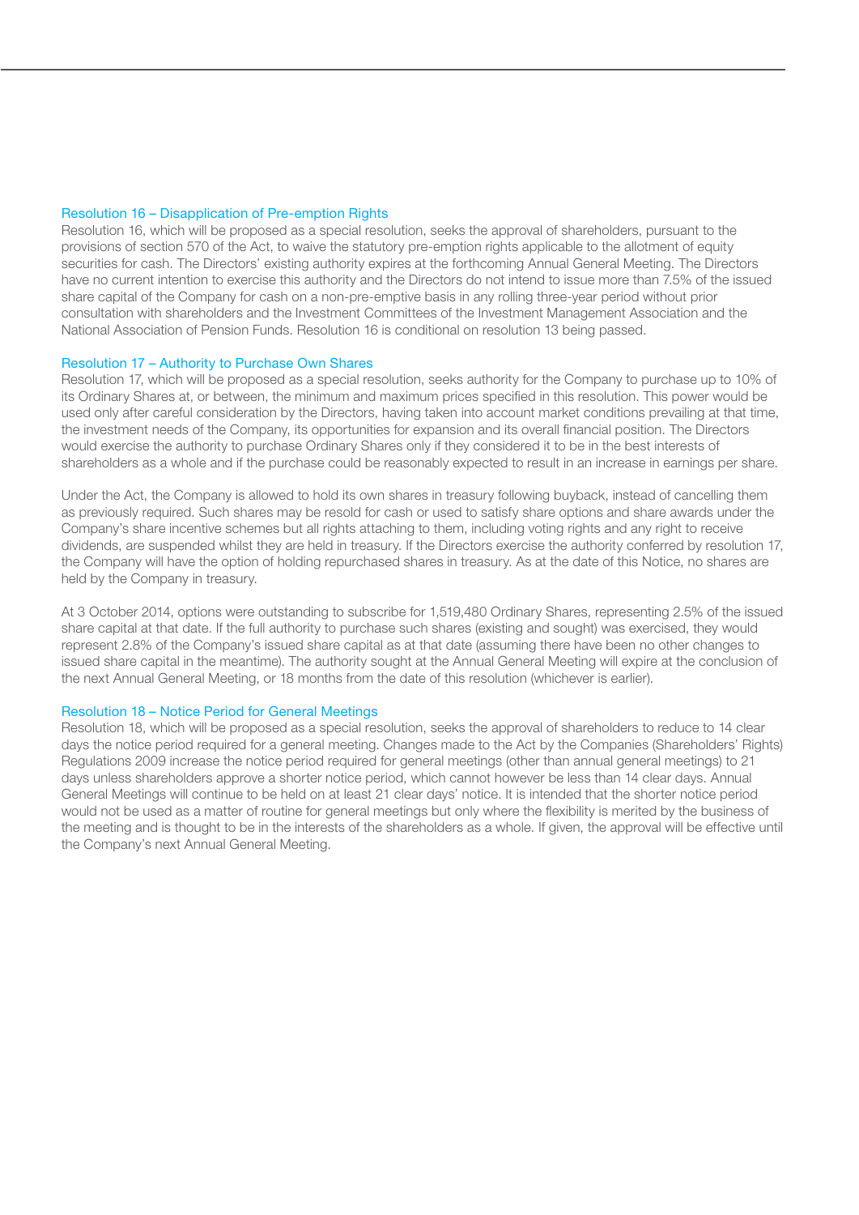### Resolution 16 – Disapplication of Pre-emption Rights

Resolution 16, which will be proposed as a special resolution, seeks the approval of shareholders, pursuant to the provisions of section 570 of the Act, to waive the statutory pre-emption rights applicable to the allotment of equity securities for cash. The Directors' existing authority expires at the forthcoming Annual General Meeting. The Directors have no current intention to exercise this authority and the Directors do not intend to issue more than 7.5% of the issued share capital of the Company for cash on a non-pre-emptive basis in any rolling three-year period without prior consultation with shareholders and the Investment Committees of the Investment Management Association and the National Association of Pension Funds. Resolution 16 is conditional on resolution 13 being passed.

### Resolution 17 – Authority to Purchase Own Shares

Resolution 17, which will be proposed as a special resolution, seeks authority for the Company to purchase up to 10% of its Ordinary Shares at, or between, the minimum and maximum prices specified in this resolution. This power would be used only after careful consideration by the Directors, having taken into account market conditions prevailing at that time, the investment needs of the Company, its opportunities for expansion and its overall financial position. The Directors would exercise the authority to purchase Ordinary Shares only if they considered it to be in the best interests of shareholders as a whole and if the purchase could be reasonably expected to result in an increase in earnings per share.

Under the Act, the Company is allowed to hold its own shares in treasury following buyback, instead of cancelling them as previously required. Such shares may be resold for cash or used to satisfy share options and share awards under the Company's share incentive schemes but all rights attaching to them, including voting rights and any right to receive dividends, are suspended whilst they are held in treasury. If the Directors exercise the authority conferred by resolution 17, the Company will have the option of holding repurchased shares in treasury. As at the date of this Notice, no shares are held by the Company in treasury.

At 3 October 2014, options were outstanding to subscribe for 1,519,480 Ordinary Shares, representing 2.5% of the issued share capital at that date. If the full authority to purchase such shares (existing and sought) was exercised, they would represent 2.8% of the Company's issued share capital as at that date (assuming there have been no other changes to issued share capital in the meantime). The authority sought at the Annual General Meeting will expire at the conclusion of the next Annual General Meeting, or 18 months from the date of this resolution (whichever is earlier).

### Resolution 18 – Notice Period for General Meetings

Resolution 18, which will be proposed as a special resolution, seeks the approval of shareholders to reduce to 14 clear days the notice period required for a general meeting. Changes made to the Act by the Companies (Shareholders' Rights) Regulations 2009 increase the notice period required for general meetings (other than annual general meetings) to 21 days unless shareholders approve a shorter notice period, which cannot however be less than 14 clear days. Annual General Meetings will continue to be held on at least 21 clear days' notice. It is intended that the shorter notice period would not be used as a matter of routine for general meetings but only where the flexibility is merited by the business of the meeting and is thought to be in the interests of the shareholders as a whole. If given, the approval will be effective until the Company's next Annual General Meeting.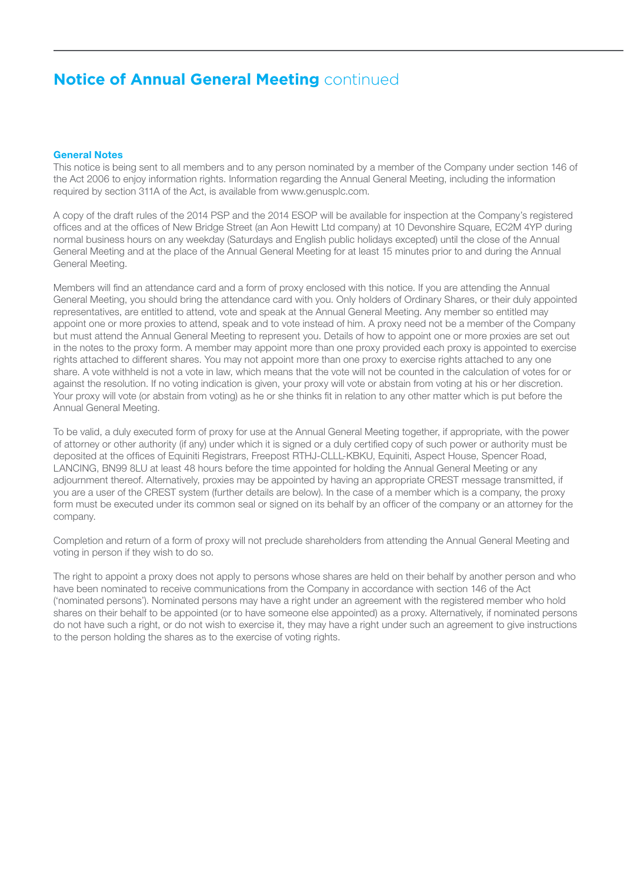# Notice of Annual General Meeting continued

### General Notes

This notice is being sent to all members and to any person nominated by a member of the Company under section 146 of the Act 2006 to enjoy information rights. Information regarding the Annual General Meeting, including the information required by section 311A of the Act, is available from www.genusplc.com.

A copy of the draft rules of the 2014 PSP and the 2014 ESOP will be available for inspection at the Company's registered offices and at the offices of New Bridge Street (an Aon Hewitt Ltd company) at 10 Devonshire Square, EC2M 4YP during normal business hours on any weekday (Saturdays and English public holidays excepted) until the close of the Annual General Meeting and at the place of the Annual General Meeting for at least 15 minutes prior to and during the Annual General Meeting.

Members will find an attendance card and a form of proxy enclosed with this notice. If you are attending the Annual General Meeting, you should bring the attendance card with you. Only holders of Ordinary Shares, or their duly appointed representatives, are entitled to attend, vote and speak at the Annual General Meeting. Any member so entitled may appoint one or more proxies to attend, speak and to vote instead of him. A proxy need not be a member of the Company but must attend the Annual General Meeting to represent you. Details of how to appoint one or more proxies are set out in the notes to the proxy form. A member may appoint more than one proxy provided each proxy is appointed to exercise rights attached to different shares. You may not appoint more than one proxy to exercise rights attached to any one share. A vote withheld is not a vote in law, which means that the vote will not be counted in the calculation of votes for or against the resolution. If no voting indication is given, your proxy will vote or abstain from voting at his or her discretion. Your proxy will vote (or abstain from voting) as he or she thinks fit in relation to any other matter which is put before the Annual General Meeting.

To be valid, a duly executed form of proxy for use at the Annual General Meeting together, if appropriate, with the power of attorney or other authority (if any) under which it is signed or a duly certified copy of such power or authority must be deposited at the offices of Equiniti Registrars, Freepost RTHJ-CLLL-KBKU, Equiniti, Aspect House, Spencer Road, LANCING, BN99 8LU at least 48 hours before the time appointed for holding the Annual General Meeting or any adjournment thereof. Alternatively, proxies may be appointed by having an appropriate CREST message transmitted, if you are a user of the CREST system (further details are below). In the case of a member which is a company, the proxy form must be executed under its common seal or signed on its behalf by an officer of the company or an attorney for the company.

Completion and return of a form of proxy will not preclude shareholders from attending the Annual General Meeting and voting in person if they wish to do so.

The right to appoint a proxy does not apply to persons whose shares are held on their behalf by another person and who have been nominated to receive communications from the Company in accordance with section 146 of the Act ('nominated persons'). Nominated persons may have a right under an agreement with the registered member who hold shares on their behalf to be appointed (or to have someone else appointed) as a proxy. Alternatively, if nominated persons do not have such a right, or do not wish to exercise it, they may have a right under such an agreement to give instructions to the person holding the shares as to the exercise of voting rights.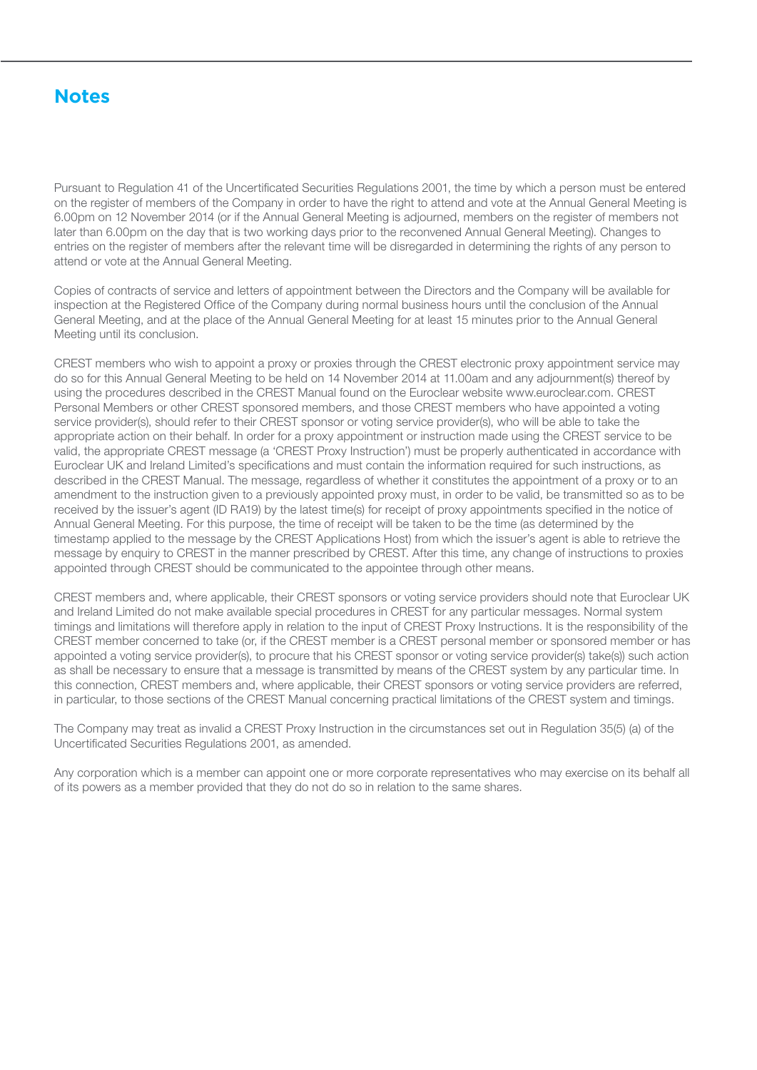## Notes

Pursuant to Regulation 41 of the Uncertificated Securities Regulations 2001, the time by which a person must be entered on the register of members of the Company in order to have the right to attend and vote at the Annual General Meeting is 6.00pm on 12 November 2014 (or if the Annual General Meeting is adjourned, members on the register of members not later than 6.00pm on the day that is two working days prior to the reconvened Annual General Meeting). Changes to entries on the register of members after the relevant time will be disregarded in determining the rights of any person to attend or vote at the Annual General Meeting.

Copies of contracts of service and letters of appointment between the Directors and the Company will be available for inspection at the Registered Office of the Company during normal business hours until the conclusion of the Annual General Meeting, and at the place of the Annual General Meeting for at least 15 minutes prior to the Annual General Meeting until its conclusion.

CREST members who wish to appoint a proxy or proxies through the CREST electronic proxy appointment service may do so for this Annual General Meeting to be held on 14 November 2014 at 11.00am and any adjournment(s) thereof by using the procedures described in the CREST Manual found on the Euroclear website www.euroclear.com. CREST Personal Members or other CREST sponsored members, and those CREST members who have appointed a voting service provider(s), should refer to their CREST sponsor or voting service provider(s), who will be able to take the appropriate action on their behalf. In order for a proxy appointment or instruction made using the CREST service to be valid, the appropriate CREST message (a 'CREST Proxy Instruction') must be properly authenticated in accordance with Euroclear UK and Ireland Limited's specifications and must contain the information required for such instructions, as described in the CREST Manual. The message, regardless of whether it constitutes the appointment of a proxy or to an amendment to the instruction given to a previously appointed proxy must, in order to be valid, be transmitted so as to be received by the issuer's agent (ID RA19) by the latest time(s) for receipt of proxy appointments specified in the notice of Annual General Meeting. For this purpose, the time of receipt will be taken to be the time (as determined by the timestamp applied to the message by the CREST Applications Host) from which the issuer's agent is able to retrieve the message by enquiry to CREST in the manner prescribed by CREST. After this time, any change of instructions to proxies appointed through CREST should be communicated to the appointee through other means.

CREST members and, where applicable, their CREST sponsors or voting service providers should note that Euroclear UK and Ireland Limited do not make available special procedures in CREST for any particular messages. Normal system timings and limitations will therefore apply in relation to the input of CREST Proxy Instructions. It is the responsibility of the CREST member concerned to take (or, if the CREST member is a CREST personal member or sponsored member or has appointed a voting service provider(s), to procure that his CREST sponsor or voting service provider(s) take(s)) such action as shall be necessary to ensure that a message is transmitted by means of the CREST system by any particular time. In this connection, CREST members and, where applicable, their CREST sponsors or voting service providers are referred, in particular, to those sections of the CREST Manual concerning practical limitations of the CREST system and timings.

The Company may treat as invalid a CREST Proxy Instruction in the circumstances set out in Regulation 35(5) (a) of the Uncertificated Securities Regulations 2001, as amended.

Any corporation which is a member can appoint one or more corporate representatives who may exercise on its behalf all of its powers as a member provided that they do not do so in relation to the same shares.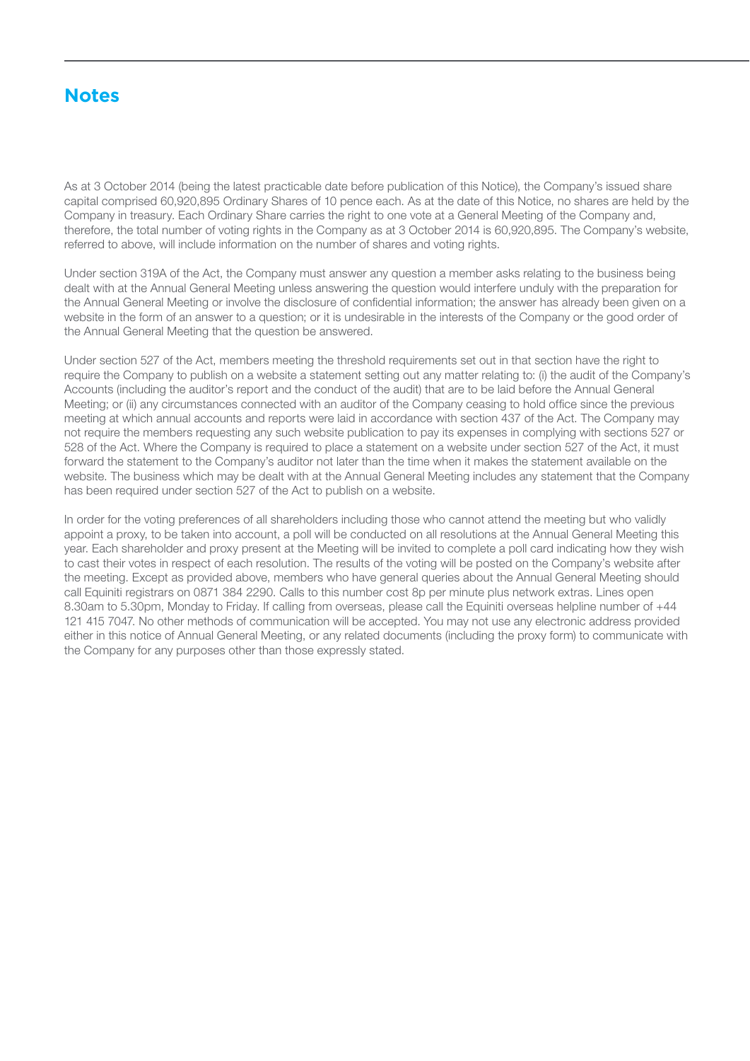## Notes

As at 3 October 2014 (being the latest practicable date before publication of this Notice), the Company's issued share capital comprised 60,920,895 Ordinary Shares of 10 pence each. As at the date of this Notice, no shares are held by the Company in treasury. Each Ordinary Share carries the right to one vote at a General Meeting of the Company and, therefore, the total number of voting rights in the Company as at 3 October 2014 is 60,920,895. The Company's website, referred to above, will include information on the number of shares and voting rights.

Under section 319A of the Act, the Company must answer any question a member asks relating to the business being dealt with at the Annual General Meeting unless answering the question would interfere unduly with the preparation for the Annual General Meeting or involve the disclosure of confidential information; the answer has already been given on a website in the form of an answer to a question; or it is undesirable in the interests of the Company or the good order of the Annual General Meeting that the question be answered.

Under section 527 of the Act, members meeting the threshold requirements set out in that section have the right to require the Company to publish on a website a statement setting out any matter relating to: (i) the audit of the Company's Accounts (including the auditor's report and the conduct of the audit) that are to be laid before the Annual General Meeting; or (ii) any circumstances connected with an auditor of the Company ceasing to hold office since the previous meeting at which annual accounts and reports were laid in accordance with section 437 of the Act. The Company may not require the members requesting any such website publication to pay its expenses in complying with sections 527 or 528 of the Act. Where the Company is required to place a statement on a website under section 527 of the Act, it must forward the statement to the Company's auditor not later than the time when it makes the statement available on the website. The business which may be dealt with at the Annual General Meeting includes any statement that the Company has been required under section 527 of the Act to publish on a website.

In order for the voting preferences of all shareholders including those who cannot attend the meeting but who validly appoint a proxy, to be taken into account, a poll will be conducted on all resolutions at the Annual General Meeting this year. Each shareholder and proxy present at the Meeting will be invited to complete a poll card indicating how they wish to cast their votes in respect of each resolution. The results of the voting will be posted on the Company's website after the meeting. Except as provided above, members who have general queries about the Annual General Meeting should call Equiniti registrars on 0871 384 2290. Calls to this number cost 8p per minute plus network extras. Lines open 8.30am to 5.30pm, Monday to Friday. If calling from overseas, please call the Equiniti overseas helpline number of +44 121 415 7047. No other methods of communication will be accepted. You may not use any electronic address provided either in this notice of Annual General Meeting, or any related documents (including the proxy form) to communicate with the Company for any purposes other than those expressly stated.